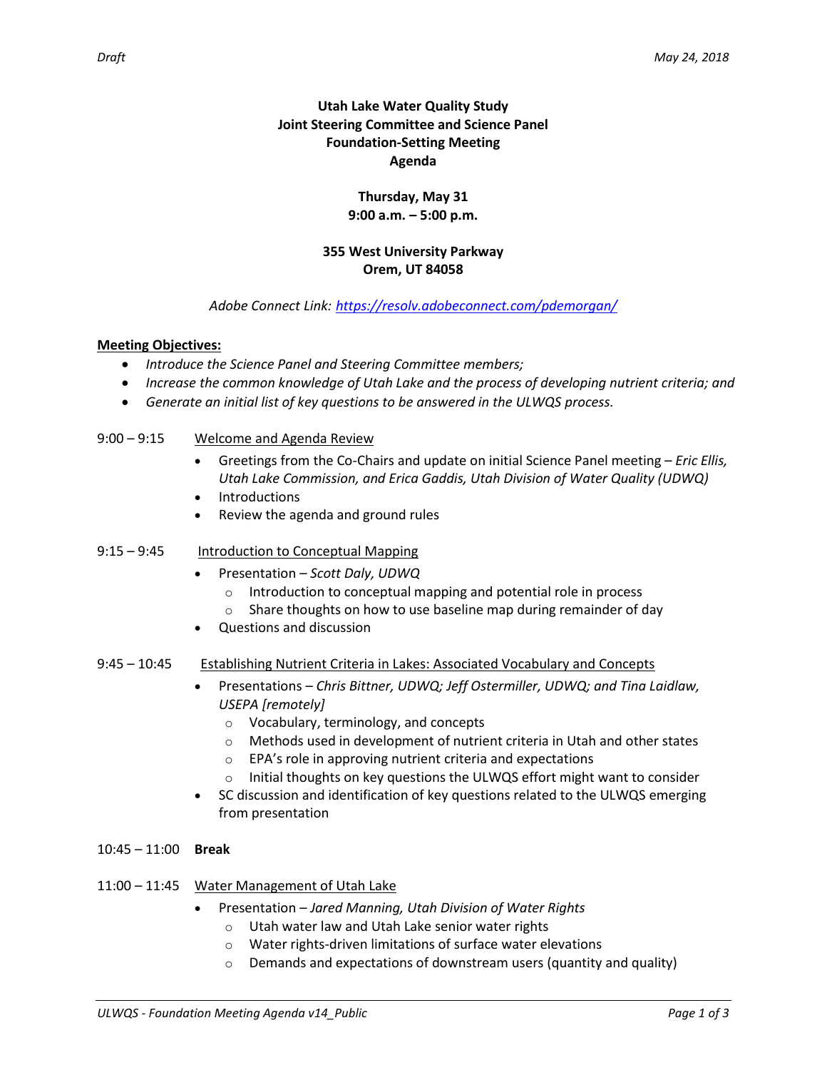Draft May 24, 2018

# Utah Lake Water Quality Study
## Joint Steering Committee and Science Panel
## Foundation-Setting Meeting
## Agenda

**Thursday, May 31**
**9:00 a.m. – 5:00 p.m.**

**355 West University Parkway**
**Orem, UT 84058**

*Adobe Connect Link: https://resolv.adobeconnect.com/pdemorgan/*

**Meeting Objectives:**

- *Introduce the Science Panel and Steering Committee members;*
- *Increase the common knowledge of Utah Lake and the process of developing nutrient criteria; and*
- *Generate an initial list of key questions to be answered in the ULWQS process.*

9:00 – 9:15 Welcome and Agenda Review

- Greetings from the Co-Chairs and update on initial Science Panel meeting – *Eric Ellis, Utah Lake Commission, and Erica Gaddis, Utah Division of Water Quality (UDWQ)*
- Introductions
- Review the agenda and ground rules

9:15 – 9:45 Introduction to Conceptual Mapping

- Presentation – *Scott Daly, UDWQ*
  - Introduction to conceptual mapping and potential role in process
  - Share thoughts on how to use baseline map during remainder of day
- Questions and discussion

9:45 – 10:45 Establishing Nutrient Criteria in Lakes: Associated Vocabulary and Concepts

- Presentations – *Chris Bittner, UDWQ; Jeff Ostermiller, UDWQ; and Tina Laidlaw, USEPA [remotely]*
  - Vocabulary, terminology, and concepts
  - Methods used in development of nutrient criteria in Utah and other states
  - EPA's role in approving nutrient criteria and expectations
  - Initial thoughts on key questions the ULWQS effort might want to consider
- SC discussion and identification of key questions related to the ULWQS emerging from presentation

10:45 – 11:00 **Break**

11:00 – 11:45 Water Management of Utah Lake

- Presentation – *Jared Manning, Utah Division of Water Rights*
  - Utah water law and Utah Lake senior water rights
  - Water rights-driven limitations of surface water elevations
  - Demands and expectations of downstream users (quantity and quality)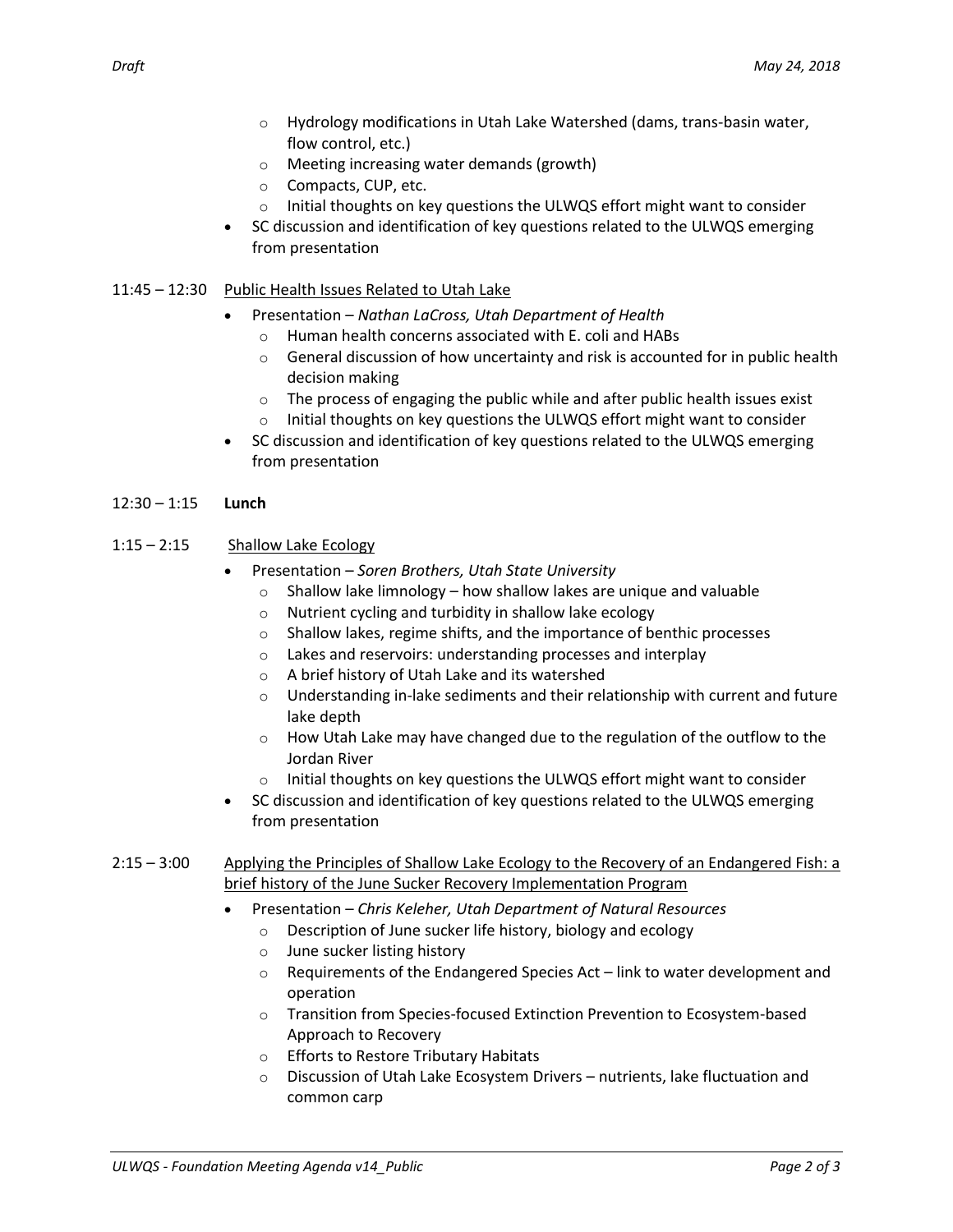- Hydrology modifications in Utah Lake Watershed (dams, trans-basin water, flow control, etc.)
  - Meeting increasing water demands (growth)
  - Compacts, CUP, etc.
  - Initial thoughts on key questions the ULWQS effort might want to consider
- SC discussion and identification of key questions related to the ULWQS emerging from presentation

11:45 – 12:30 <u>Public Health Issues Related to Utah Lake</u>

- Presentation – *Nathan LaCross, Utah Department of Health*
  - Human health concerns associated with E. coli and HABs
  - General discussion of how uncertainty and risk is accounted for in public health decision making
  - The process of engaging the public while and after public health issues exist
  - Initial thoughts on key questions the ULWQS effort might want to consider
- SC discussion and identification of key questions related to the ULWQS emerging from presentation

12:30 – 1:15 **Lunch**

1:15 – 2:15 <u>Shallow Lake Ecology</u>

- Presentation – *Soren Brothers, Utah State University*
  - Shallow lake limnology – how shallow lakes are unique and valuable
  - Nutrient cycling and turbidity in shallow lake ecology
  - Shallow lakes, regime shifts, and the importance of benthic processes
  - Lakes and reservoirs: understanding processes and interplay
  - A brief history of Utah Lake and its watershed
  - Understanding in-lake sediments and their relationship with current and future lake depth
  - How Utah Lake may have changed due to the regulation of the outflow to the Jordan River
  - Initial thoughts on key questions the ULWQS effort might want to consider
- SC discussion and identification of key questions related to the ULWQS emerging from presentation

2:15 – 3:00 <u>Applying the Principles of Shallow Lake Ecology to the Recovery of an Endangered Fish: a brief history of the June Sucker Recovery Implementation Program</u>

- Presentation – *Chris Keleher, Utah Department of Natural Resources*
  - Description of June sucker life history, biology and ecology
  - June sucker listing history
  - Requirements of the Endangered Species Act – link to water development and operation
  - Transition from Species-focused Extinction Prevention to Ecosystem-based Approach to Recovery
  - Efforts to Restore Tributary Habitats
  - Discussion of Utah Lake Ecosystem Drivers – nutrients, lake fluctuation and common carp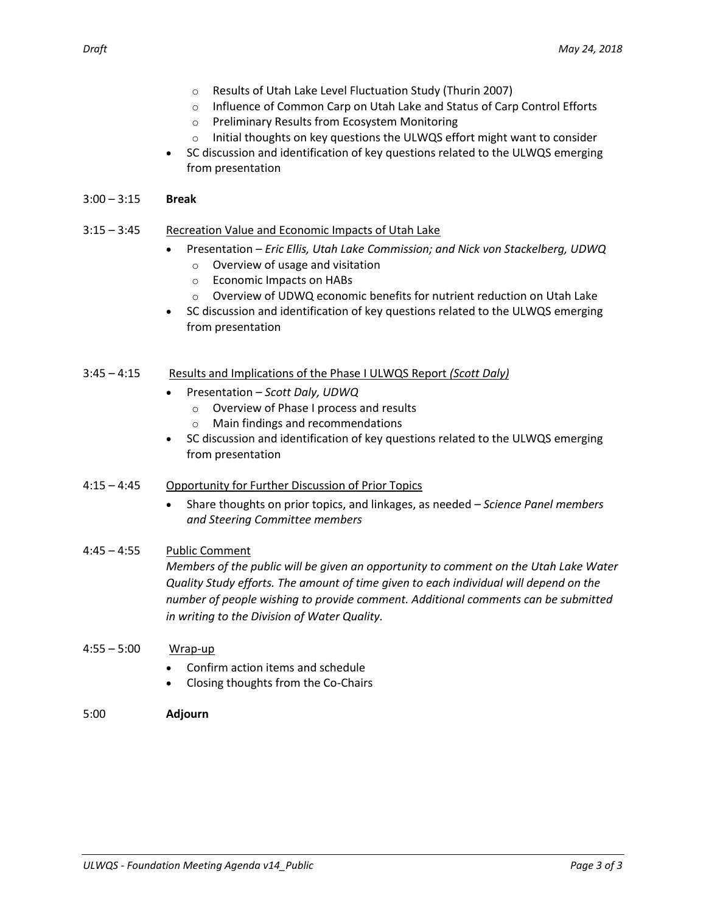- Results of Utah Lake Level Fluctuation Study (Thurin 2007)
  - Influence of Common Carp on Utah Lake and Status of Carp Control Efforts
  - Preliminary Results from Ecosystem Monitoring
  - Initial thoughts on key questions the ULWQS effort might want to consider
- SC discussion and identification of key questions related to the ULWQS emerging from presentation

3:00 – 3:15 **Break**

3:15 – 3:45 Recreation Value and Economic Impacts of Utah Lake

- Presentation – *Eric Ellis, Utah Lake Commission; and Nick von Stackelberg, UDWQ*
  - Overview of usage and visitation
  - Economic Impacts on HABs
  - Overview of UDWQ economic benefits for nutrient reduction on Utah Lake
- SC discussion and identification of key questions related to the ULWQS emerging from presentation

3:45 – 4:15 Results and Implications of the Phase I ULWQS Report *(Scott Daly)*

- Presentation – *Scott Daly, UDWQ*
  - Overview of Phase I process and results
  - Main findings and recommendations
- SC discussion and identification of key questions related to the ULWQS emerging from presentation

4:15 – 4:45 Opportunity for Further Discussion of Prior Topics

- Share thoughts on prior topics, and linkages, as needed – *Science Panel members and Steering Committee members*

4:45 – 4:55 Public Comment

*Members of the public will be given an opportunity to comment on the Utah Lake Water Quality Study efforts. The amount of time given to each individual will depend on the number of people wishing to provide comment. Additional comments can be submitted in writing to the Division of Water Quality.*

4:55 – 5:00 Wrap-up

- Confirm action items and schedule
- Closing thoughts from the Co-Chairs

5:00 **Adjourn**